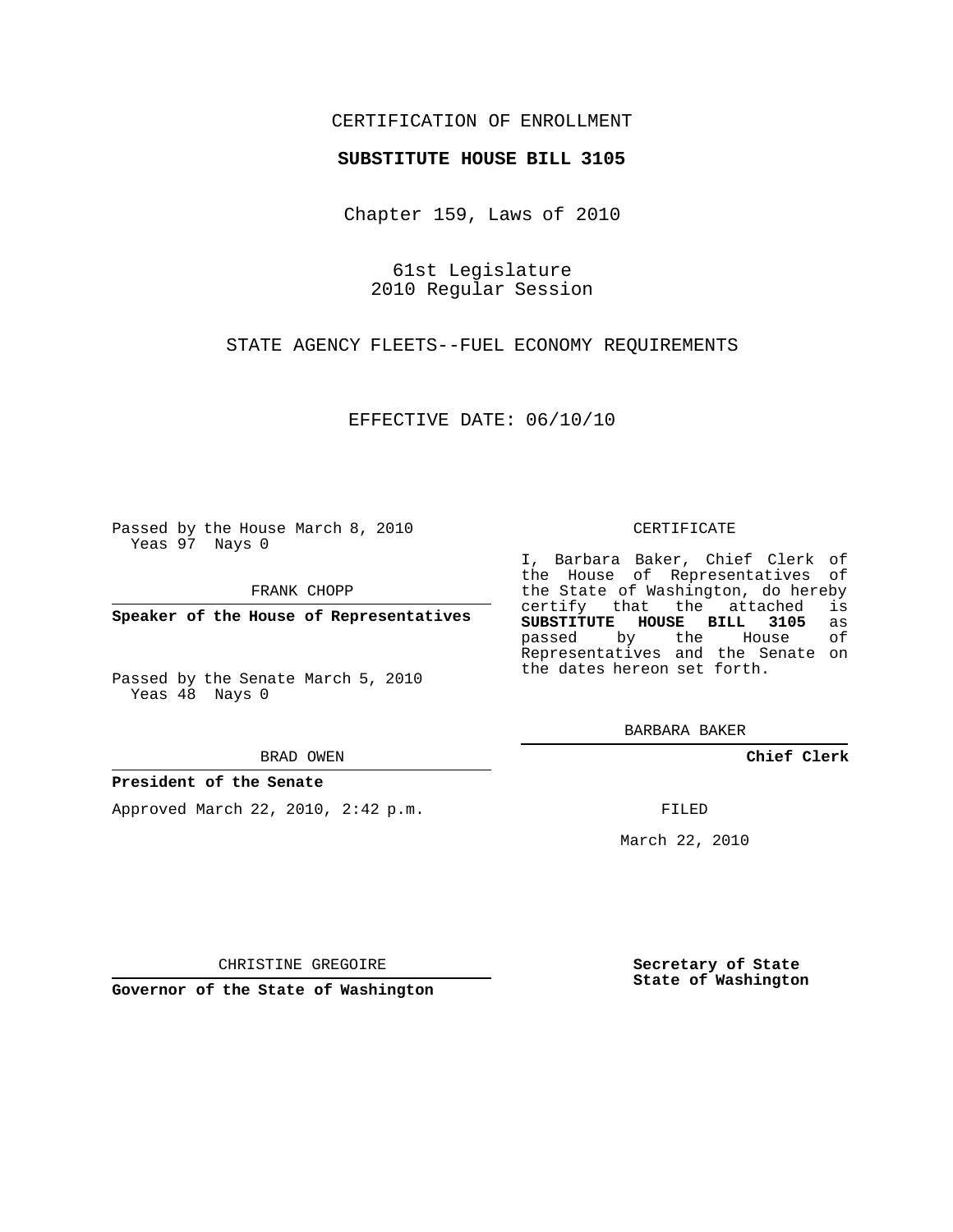CERTIFICATION OF ENROLLMENT

**SUBSTITUTE HOUSE BILL 3105**

Chapter 159, Laws of 2010

61st Legislature
2010 Regular Session

STATE AGENCY FLEETS--FUEL ECONOMY REQUIREMENTS

EFFECTIVE DATE: 06/10/10

Passed by the House March 8, 2010
Yeas 97 Nays 0

FRANK CHOPP

**Speaker of the House of Representatives**

Passed by the Senate March 5, 2010
Yeas 48 Nays 0

BRAD OWEN

**President of the Senate**

Approved March 22, 2010, 2:42 p.m.

CHRISTINE GREGOIRE

**Governor of the State of Washington**

CERTIFICATE

I, Barbara Baker, Chief Clerk of the House of Representatives of the State of Washington, do hereby certify that the attached is **SUBSTITUTE HOUSE BILL 3105** as passed by the House of Representatives and the Senate on the dates hereon set forth.

BARBARA BAKER

**Chief Clerk**

FILED

March 22, 2010

**Secretary of State**
**State of Washington**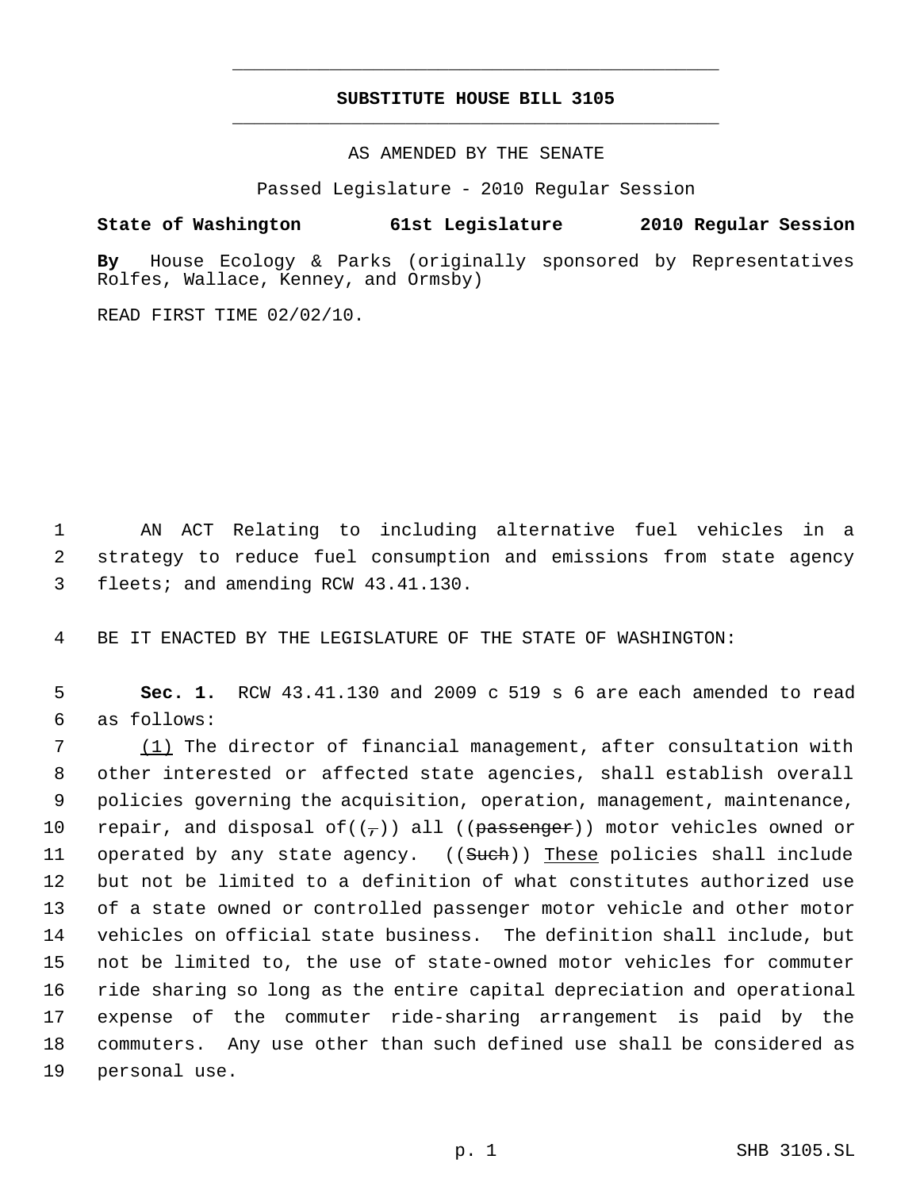# SUBSTITUTE HOUSE BILL 3105

AS AMENDED BY THE SENATE

Passed Legislature - 2010 Regular Session

**State of Washington 61st Legislature 2010 Regular Session**

**By** House Ecology & Parks (originally sponsored by Representatives Rolfes, Wallace, Kenney, and Ormsby)

READ FIRST TIME 02/02/10.

1 AN ACT Relating to including alternative fuel vehicles in a
2 strategy to reduce fuel consumption and emissions from state agency
3 fleets; and amending RCW 43.41.130.

4 BE IT ENACTED BY THE LEGISLATURE OF THE STATE OF WASHINGTON:

5 **Sec. 1.** RCW 43.41.130 and 2009 c 519 s 6 are each amended to read
6 as follows:

7 (1) The director of financial management, after consultation with
8 other interested or affected state agencies, shall establish overall
9 policies governing the acquisition, operation, management, maintenance,
10 repair, and disposal of((~~,~~)) all ((~~passenger~~)) motor vehicles owned or
11 operated by any state agency. ((~~Such~~)) These policies shall include
12 but not be limited to a definition of what constitutes authorized use
13 of a state owned or controlled passenger motor vehicle and other motor
14 vehicles on official state business. The definition shall include, but
15 not be limited to, the use of state-owned motor vehicles for commuter
16 ride sharing so long as the entire capital depreciation and operational
17 expense of the commuter ride-sharing arrangement is paid by the
18 commuters. Any use other than such defined use shall be considered as
19 personal use.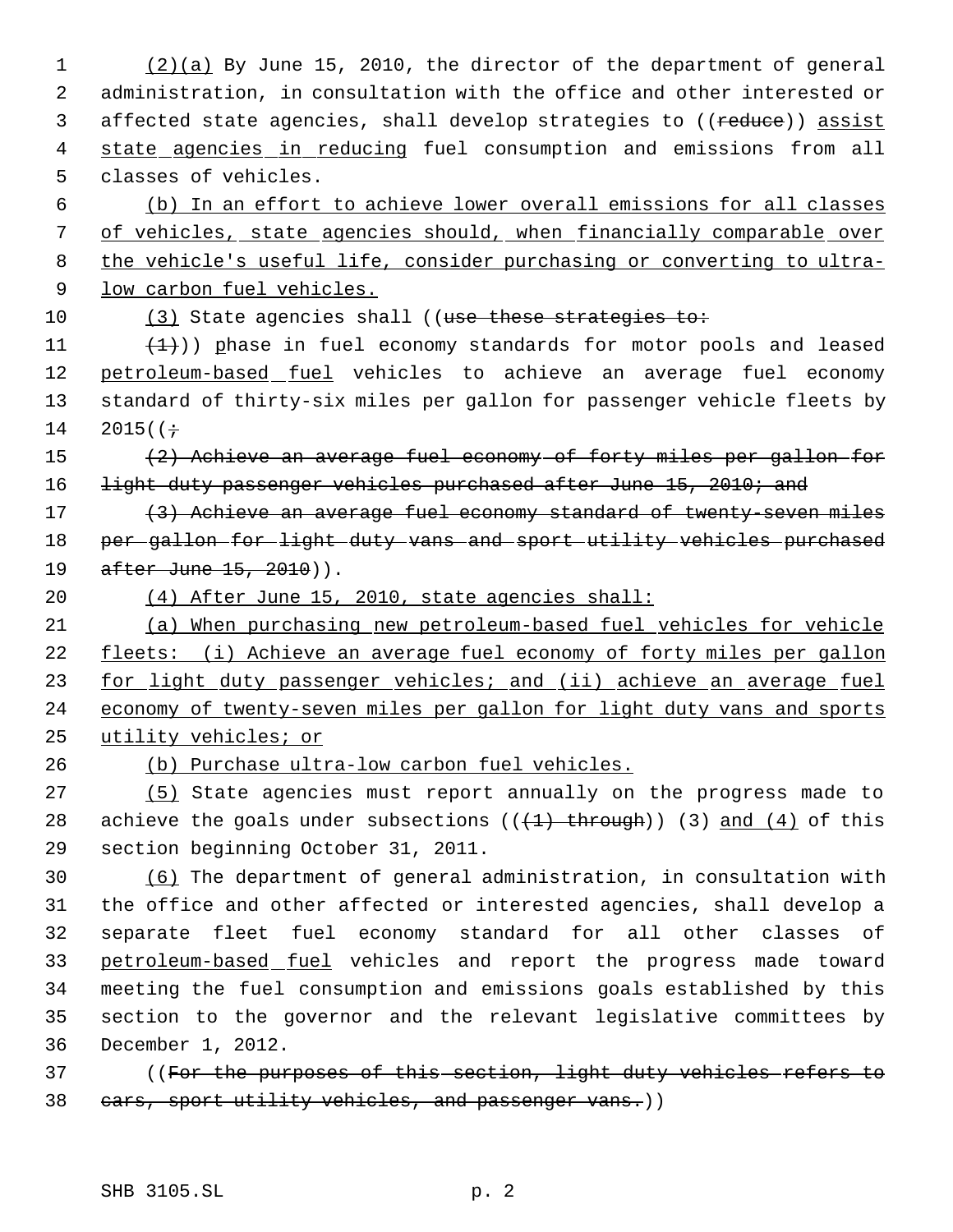(2)(a) By June 15, 2010, the director of the department of general administration, in consultation with the office and other interested or affected state agencies, shall develop strategies to ((~~reduce~~)) assist state agencies in reducing fuel consumption and emissions from all classes of vehicles.

(b) In an effort to achieve lower overall emissions for all classes of vehicles, state agencies should, when financially comparable over the vehicle's useful life, consider purchasing or converting to ultra-low carbon fuel vehicles.

(3) State agencies shall ((~~use these strategies to:~~

~~(1)~~)) phase in fuel economy standards for motor pools and leased petroleum-based fuel vehicles to achieve an average fuel economy standard of thirty-six miles per gallon for passenger vehicle fleets by 2015((~~;~~

~~(2) Achieve an average fuel economy of forty miles per gallon for light duty passenger vehicles purchased after June 15, 2010; and~~

~~(3) Achieve an average fuel economy standard of twenty-seven miles per gallon for light duty vans and sport utility vehicles purchased after June 15, 2010~~)).

(4) After June 15, 2010, state agencies shall:

(a) When purchasing new petroleum-based fuel vehicles for vehicle fleets: (i) Achieve an average fuel economy of forty miles per gallon for light duty passenger vehicles; and (ii) achieve an average fuel economy of twenty-seven miles per gallon for light duty vans and sports utility vehicles; or

(b) Purchase ultra-low carbon fuel vehicles.

(5) State agencies must report annually on the progress made to achieve the goals under subsections ((~~(1) through~~)) (3) and (4) of this section beginning October 31, 2011.

(6) The department of general administration, in consultation with the office and other affected or interested agencies, shall develop a separate fleet fuel economy standard for all other classes of petroleum-based fuel vehicles and report the progress made toward meeting the fuel consumption and emissions goals established by this section to the governor and the relevant legislative committees by December 1, 2012.

((~~For the purposes of this section, light duty vehicles refers to cars, sport utility vehicles, and passenger vans.~~))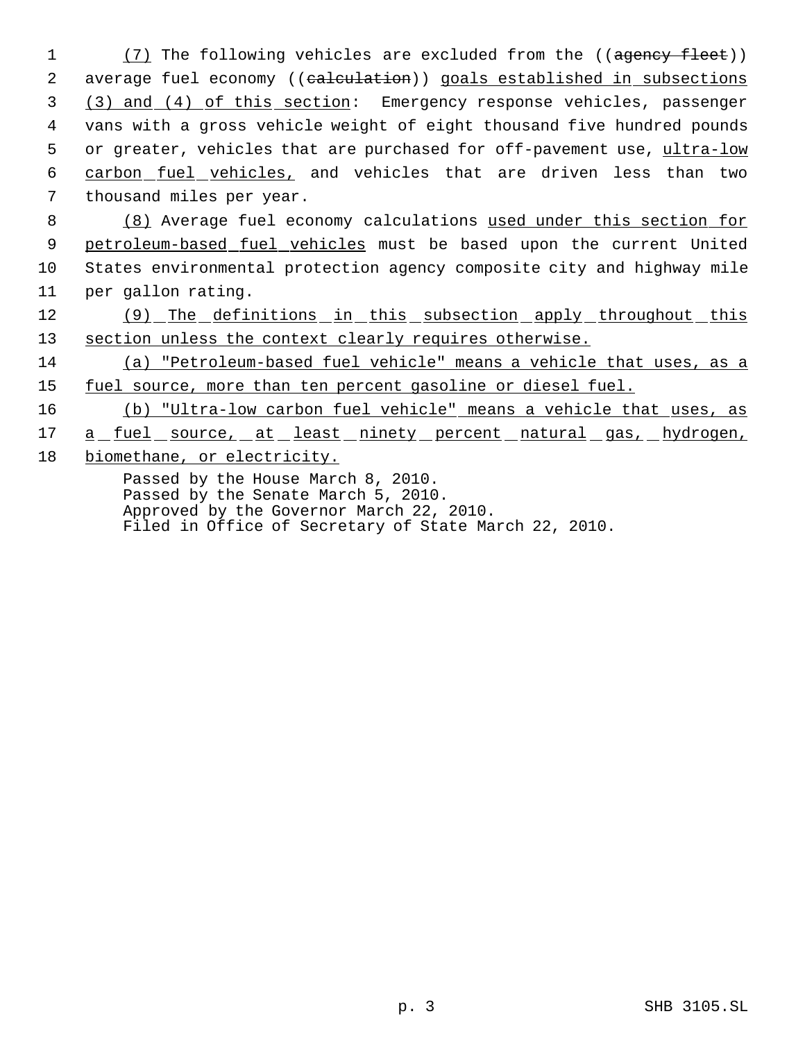(7) The following vehicles are excluded from the ((~~agency fleet~~)) average fuel economy ((~~calculation~~)) goals established in subsections (3) and (4) of this section: Emergency response vehicles, passenger vans with a gross vehicle weight of eight thousand five hundred pounds or greater, vehicles that are purchased for off-pavement use, ultra-low carbon fuel vehicles, and vehicles that are driven less than two thousand miles per year.

(8) Average fuel economy calculations used under this section for petroleum-based fuel vehicles must be based upon the current United States environmental protection agency composite city and highway mile per gallon rating.

(9) The definitions in this subsection apply throughout this section unless the context clearly requires otherwise.

(a) "Petroleum-based fuel vehicle" means a vehicle that uses, as a fuel source, more than ten percent gasoline or diesel fuel.

(b) "Ultra-low carbon fuel vehicle" means a vehicle that uses, as a fuel source, at least ninety percent natural gas, hydrogen, biomethane, or electricity.

Passed by the House March 8, 2010.
Passed by the Senate March 5, 2010.
Approved by the Governor March 22, 2010.
Filed in Office of Secretary of State March 22, 2010.